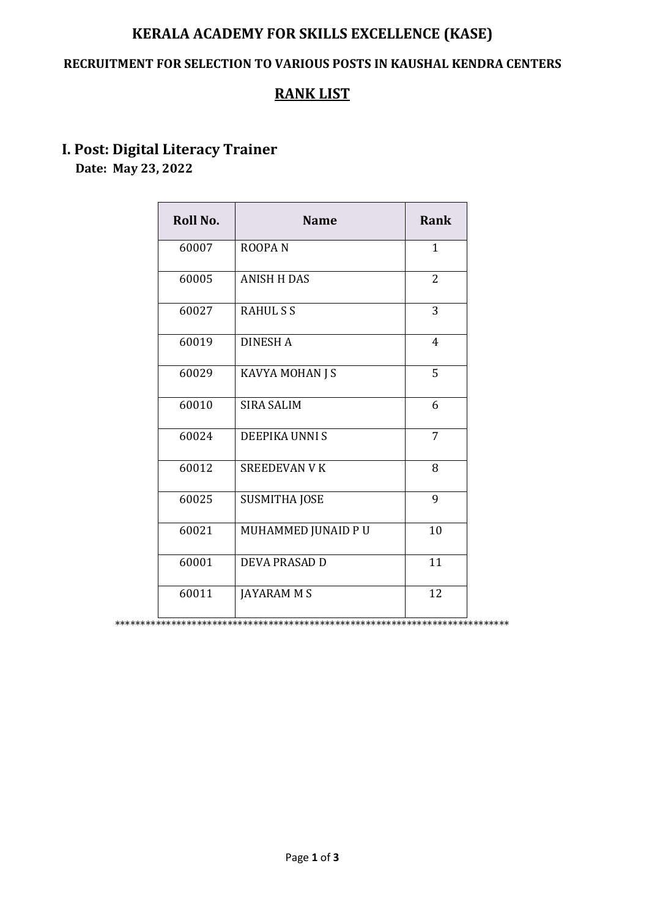# KERALA ACADEMY FOR SKILLS EXCELLENCE (KASE)

### RECRUITMENT FOR SELECTION TO VARIOUS POSTS IN KAUSHAL KENDRA CENTERS

## RANK LIST

## I. Post: Digital Literacy Trainer

**Date: May 23, 2022**

| Roll No. | Name | Rank |
|---|---|---|
| 60007 | ROOPA N | 1 |
| 60005 | ANISH H DAS | 2 |
| 60027 | RAHUL S S | 3 |
| 60019 | DINESH A | 4 |
| 60029 | KAVYA MOHAN J S | 5 |
| 60010 | SIRA SALIM | 6 |
| 60024 | DEEPIKA UNNI S | 7 |
| 60012 | SREEDEVAN V K | 8 |
| 60025 | SUSMITHA JOSE | 9 |
| 60021 | MUHAMMED JUNAID P U | 10 |
| 60001 | DEVA PRASAD D | 11 |
| 60011 | JAYARAM M S | 12 |

******************************************************************************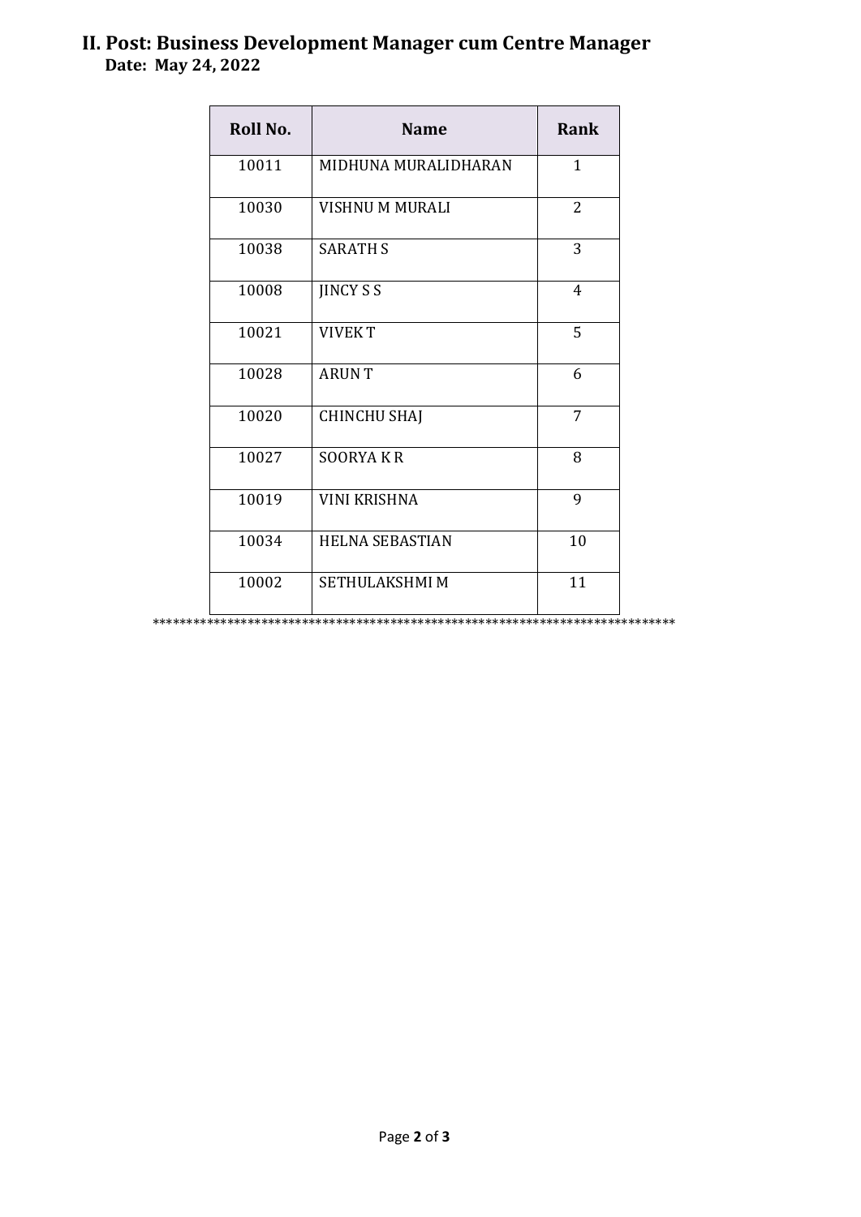## II. Post: Business Development Manager cum Centre Manager

**Date: May 24, 2022**

| Roll No. | Name | Rank |
|---|---|---|
| 10011 | MIDHUNA MURALIDHARAN | 1 |
| 10030 | VISHNU M MURALI | 2 |
| 10038 | SARATH S | 3 |
| 10008 | JINCY S S | 4 |
| 10021 | VIVEK T | 5 |
| 10028 | ARUN T | 6 |
| 10020 | CHINCHU SHAJ | 7 |
| 10027 | SOORYA K R | 8 |
| 10019 | VINI KRISHNA | 9 |
| 10034 | HELNA SEBASTIAN | 10 |
| 10002 | SETHULAKSHMI M | 11 |

******************************************************************************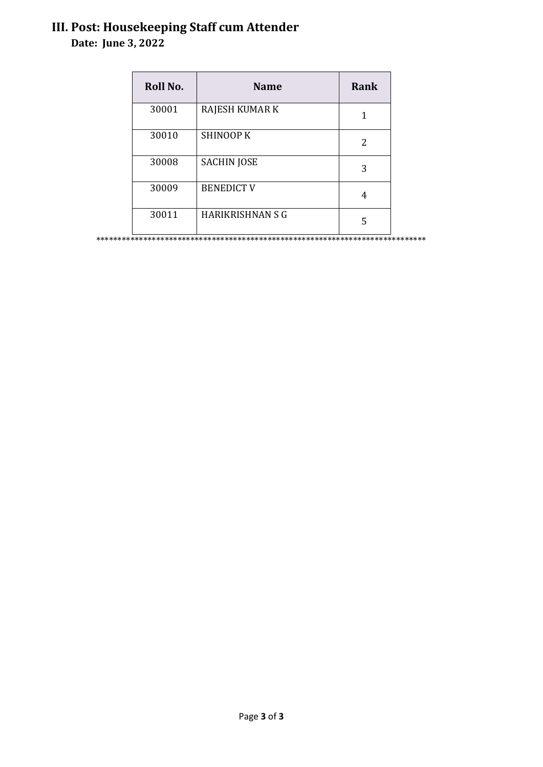## III. Post: Housekeeping Staff cum Attender

**Date: June 3, 2022**

| Roll No. | Name | Rank |
| --- | --- | --- |
| 30001 | RAJESH KUMAR K | 1 |
| 30010 | SHINOOP K | 2 |
| 30008 | SACHIN JOSE | 3 |
| 30009 | BENEDICT V | 4 |
| 30011 | HARIKRISHNAN S G | 5 |

*****************************************************************************